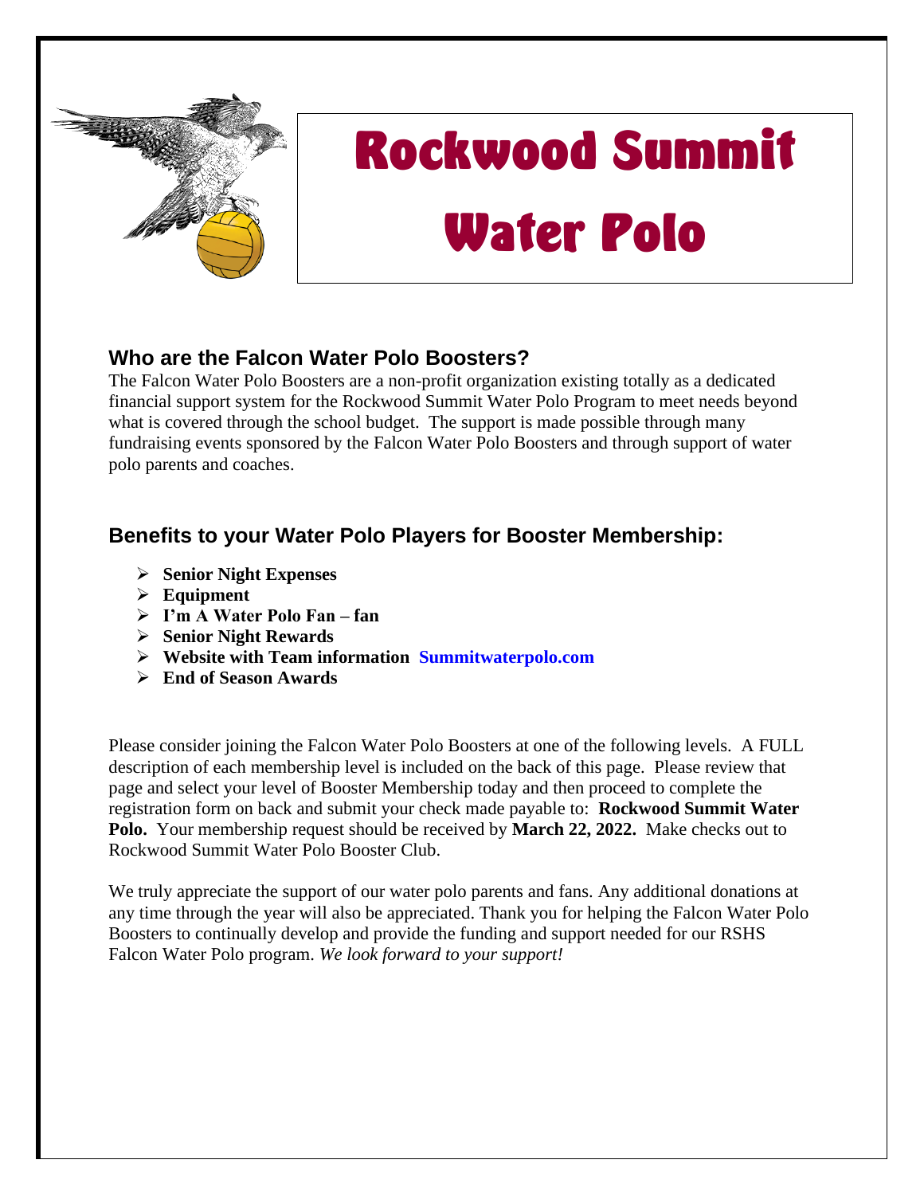# Rockwood Summit Water Polo

## Who are the Falcon Water Polo Boosters?

The Falcon Water Polo Boosters are a non-profit organization existing totally as a dedicated financial support system for the Rockwood Summit Water Polo Program to meet needs beyond what is covered through the school budget. The support is made possible through many fundraising events sponsored by the Falcon Water Polo Boosters and through support of water polo parents and coaches.

## Benefits to your Water Polo Players for Booster Membership:

- **Senior Night Expenses**
- **Equipment**
- **I'm A Water Polo Fan – fan**
- **Senior Night Rewards**
- **Website with Team information Summitwaterpolo.com**
- **End of Season Awards**

Please consider joining the Falcon Water Polo Boosters at one of the following levels. A FULL description of each membership level is included on the back of this page. Please review that page and select your level of Booster Membership today and then proceed to complete the registration form on back and submit your check made payable to: **Rockwood Summit Water Polo.** Your membership request should be received by **March 22, 2022.** Make checks out to Rockwood Summit Water Polo Booster Club.

We truly appreciate the support of our water polo parents and fans. Any additional donations at any time through the year will also be appreciated. Thank you for helping the Falcon Water Polo Boosters to continually develop and provide the funding and support needed for our RSHS Falcon Water Polo program. *We look forward to your support!*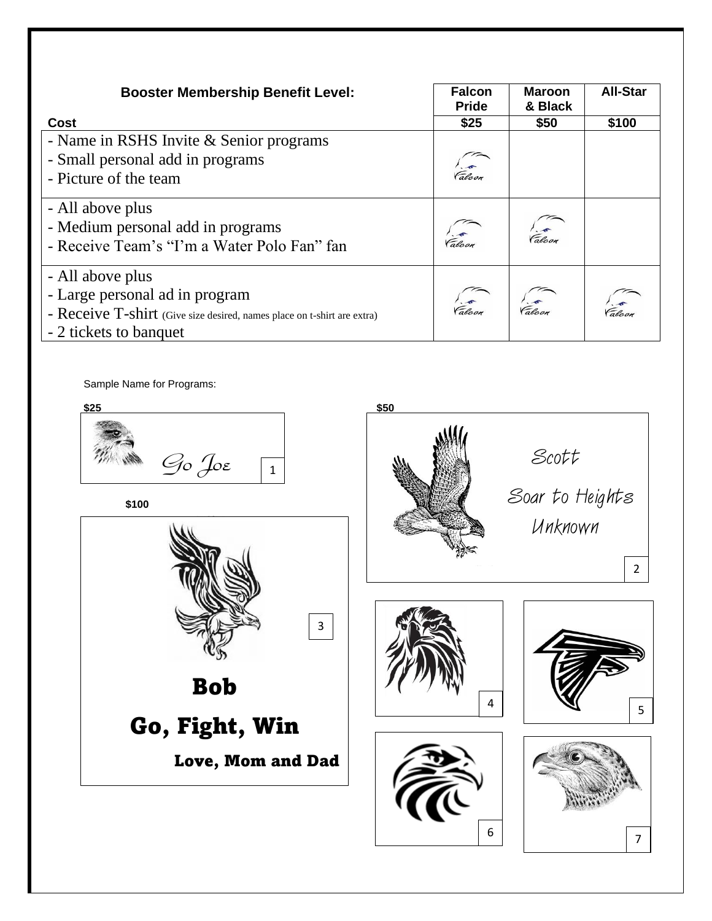| Booster Membership Benefit Level: | Falcon Pride | Maroon & Black | All-Star |
|---|---|---|---|
| **Cost** | **$25** | **$50** | **$100** |
| - Name in RSHS Invite & Senior programs<br>- Small personal add in programs<br>- Picture of the team | Falcon | | |
| - All above plus<br>- Medium personal add in programs<br>- Receive Team's "I'm a Water Polo Fan" fan | Falcon | Falcon | |
| - All above plus<br>- Large personal ad in program<br>- Receive T-shirt (Give size desired, names place on t-shirt are extra)<br>- 2 tickets to banquet | Falcon | Falcon | Falcon |

Sample Name for Programs:

**$25**

Go Joe

1

**$50**

Scott

Soar to Heights Unknown

2

**$100**

3

**Bob**

**Go, Fight, Win**

**Love, Mom and Dad**

4

5

6

7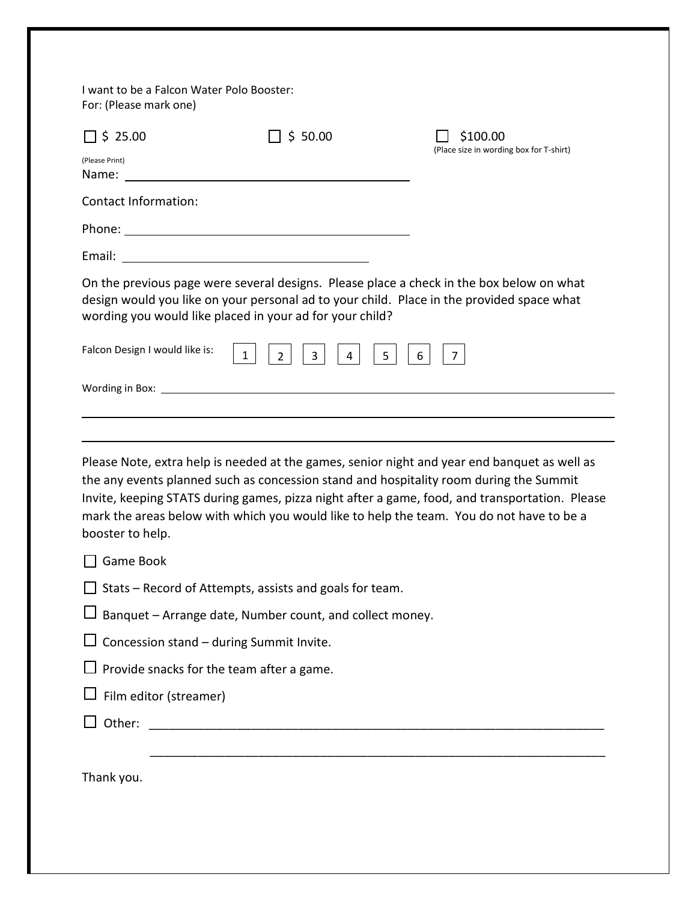I want to be a Falcon Water Polo Booster:
For: (Please mark one)

☐ $ 25.00 ☐ $ 50.00 ☐ $100.00
(Place size in wording box for T-shirt)

(Please Print)
Name: ______________________________

Contact Information:

Phone: ______________________________

Email: ______________________________

On the previous page were several designs. Please place a check in the box below on what design would you like on your personal ad to your child. Place in the provided space what wording you would like placed in your ad for your child?

Falcon Design I would like is: ☐ 1 ☐ 2 ☐ 3 ☐ 4 ☐ 5 ☐ 6 ☐ 7

Wording in Box: ______________________________

______________________________

______________________________

Please Note, extra help is needed at the games, senior night and year end banquet as well as the any events planned such as concession stand and hospitality room during the Summit Invite, keeping STATS during games, pizza night after a game, food, and transportation. Please mark the areas below with which you would like to help the team. You do not have to be a booster to help.

☐ Game Book

☐ Stats – Record of Attempts, assists and goals for team.

☐ Banquet – Arrange date, Number count, and collect money.

☐ Concession stand – during Summit Invite.

☐ Provide snacks for the team after a game.

☐ Film editor (streamer)

☐ Other: ______________________________

______________________________

Thank you.